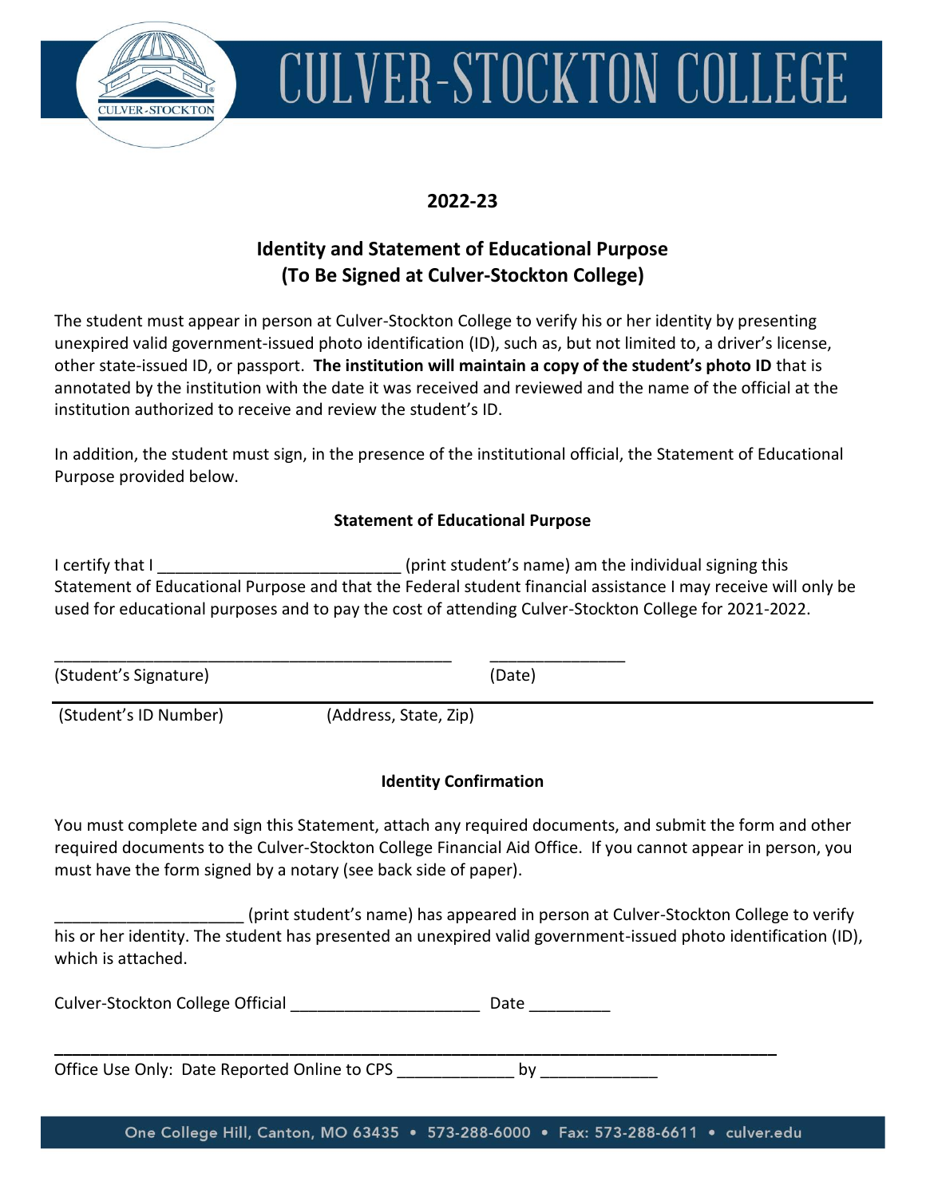# CULVER-STOCKTON COLLEGE

## 2022-23

## Identity and Statement of Educational Purpose (To Be Signed at Culver-Stockton College)

The student must appear in person at Culver-Stockton College to verify his or her identity by presenting unexpired valid government-issued photo identification (ID), such as, but not limited to, a driver's license, other state-issued ID, or passport. **The institution will maintain a copy of the student's photo ID** that is annotated by the institution with the date it was received and reviewed and the name of the official at the institution authorized to receive and review the student's ID.

In addition, the student must sign, in the presence of the institutional official, the Statement of Educational Purpose provided below.

### Statement of Educational Purpose

I certify that I ___________________________ (print student's name) am the individual signing this Statement of Educational Purpose and that the Federal student financial assistance I may receive will only be used for educational purposes and to pay the cost of attending Culver-Stockton College for 2021-2022.

_____________________________________________ _______________

(Student's Signature) (Date)

_____________________________________________________________________________

(Student's ID Number) (Address, State, Zip)

### Identity Confirmation

You must complete and sign this Statement, attach any required documents, and submit the form and other required documents to the Culver-Stockton College Financial Aid Office. If you cannot appear in person, you must have the form signed by a notary (see back side of paper).

_____________________ (print student's name) has appeared in person at Culver-Stockton College to verify his or her identity. The student has presented an unexpired valid government-issued photo identification (ID), which is attached.

Culver-Stockton College Official _____________________ Date _________

_____________________________________________________________________________

Office Use Only: Date Reported Online to CPS _____________ by _____________

One College Hill, Canton, MO 63435 • 573-288-6000 • Fax: 573-288-6611 • culver.edu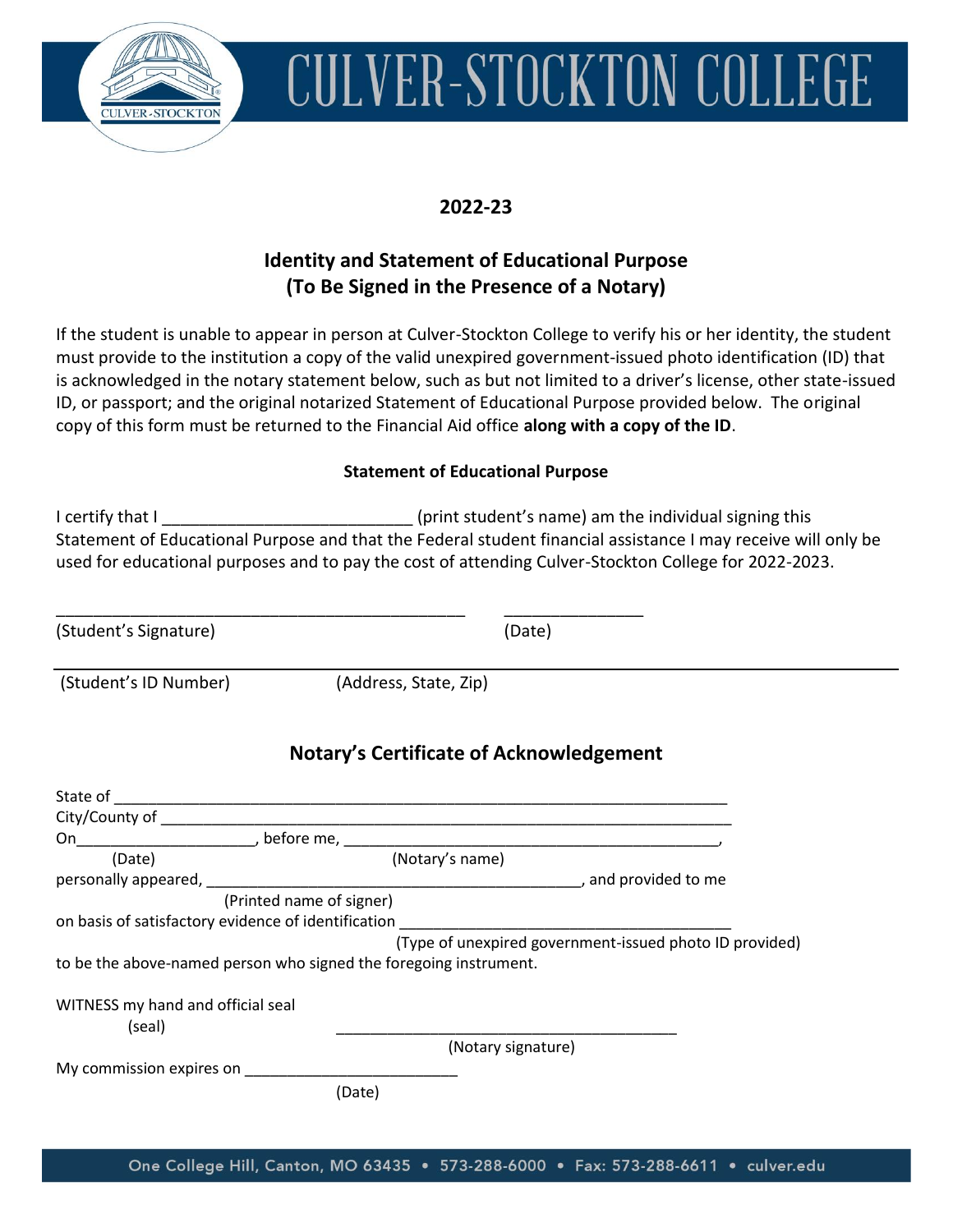# CULVER-STOCKTON COLLEGE

**2022-23**

## Identity and Statement of Educational Purpose
## (To Be Signed in the Presence of a Notary)

If the student is unable to appear in person at Culver-Stockton College to verify his or her identity, the student must provide to the institution a copy of the valid unexpired government-issued photo identification (ID) that is acknowledged in the notary statement below, such as but not limited to a driver's license, other state-issued ID, or passport; and the original notarized Statement of Educational Purpose provided below. The original copy of this form must be returned to the Financial Aid office **along with a copy of the ID**.

### Statement of Educational Purpose

I certify that I ___________________________ (print student's name) am the individual signing this Statement of Educational Purpose and that the Federal student financial assistance I may receive will only be used for educational purposes and to pay the cost of attending Culver-Stockton College for 2022-2023.

_____________________________________________ _______________

(Student's Signature) (Date)

___________________________________________________________________________________

(Student's ID Number) (Address, State, Zip)

## Notary's Certificate of Acknowledgement

State of ___________________________________________________________________

City/County of ______________________________________________________________

On____________________, before me, __________________________________________,

(Date) (Notary's name)

personally appeared, __________________________________________, and provided to me

(Printed name of signer)

on basis of satisfactory evidence of identification ____________________________________

(Type of unexpired government-issued photo ID provided)

to be the above-named person who signed the foregoing instrument.

WITNESS my hand and official seal

(seal) ______________________________________

(Notary signature)

My commission expires on _________________________

(Date)

One College Hill, Canton, MO 63435 • 573-288-6000 • Fax: 573-288-6611 • culver.edu